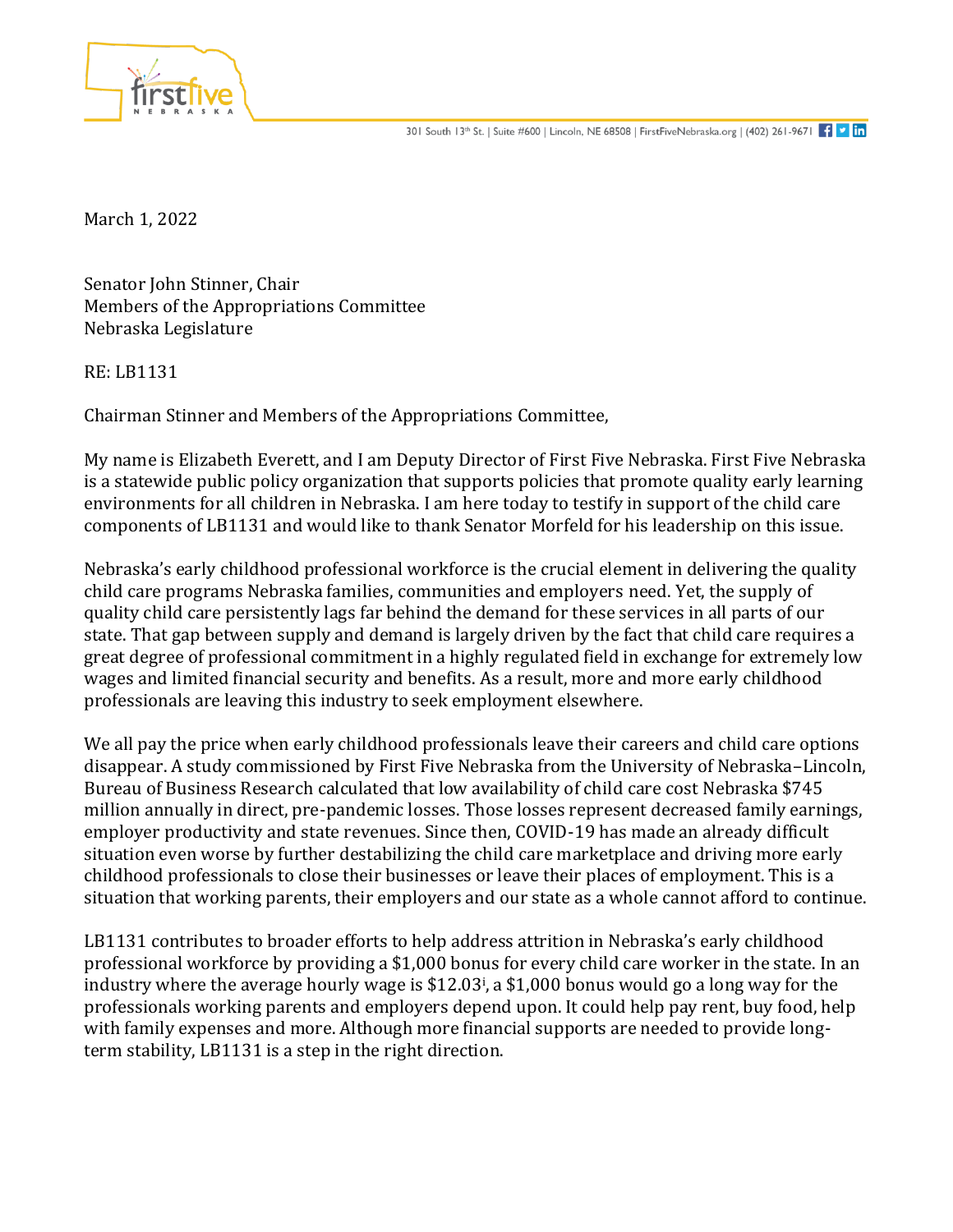301 South 13th St. | Suite #600 | Lincoln, NE 68508 | FirstFiveNebraska.org | (402) 261-9671

March 1, 2022

Senator John Stinner, Chair
Members of the Appropriations Committee
Nebraska Legislature

RE: LB1131

Chairman Stinner and Members of the Appropriations Committee,

My name is Elizabeth Everett, and I am Deputy Director of First Five Nebraska. First Five Nebraska is a statewide public policy organization that supports policies that promote quality early learning environments for all children in Nebraska. I am here today to testify in support of the child care components of LB1131 and would like to thank Senator Morfeld for his leadership on this issue.

Nebraska's early childhood professional workforce is the crucial element in delivering the quality child care programs Nebraska families, communities and employers need. Yet, the supply of quality child care persistently lags far behind the demand for these services in all parts of our state. That gap between supply and demand is largely driven by the fact that child care requires a great degree of professional commitment in a highly regulated field in exchange for extremely low wages and limited financial security and benefits. As a result, more and more early childhood professionals are leaving this industry to seek employment elsewhere.

We all pay the price when early childhood professionals leave their careers and child care options disappear. A study commissioned by First Five Nebraska from the University of Nebraska–Lincoln, Bureau of Business Research calculated that low availability of child care cost Nebraska $745 million annually in direct, pre-pandemic losses. Those losses represent decreased family earnings, employer productivity and state revenues. Since then, COVID-19 has made an already difficult situation even worse by further destabilizing the child care marketplace and driving more early childhood professionals to close their businesses or leave their places of employment. This is a situation that working parents, their employers and our state as a whole cannot afford to continue.

LB1131 contributes to broader efforts to help address attrition in Nebraska's early childhood professional workforce by providing a $1,000 bonus for every child care worker in the state. In an industry where the average hourly wage is $12.03[i], a $1,000 bonus would go a long way for the professionals working parents and employers depend upon. It could help pay rent, buy food, help with family expenses and more. Although more financial supports are needed to provide long-term stability, LB1131 is a step in the right direction.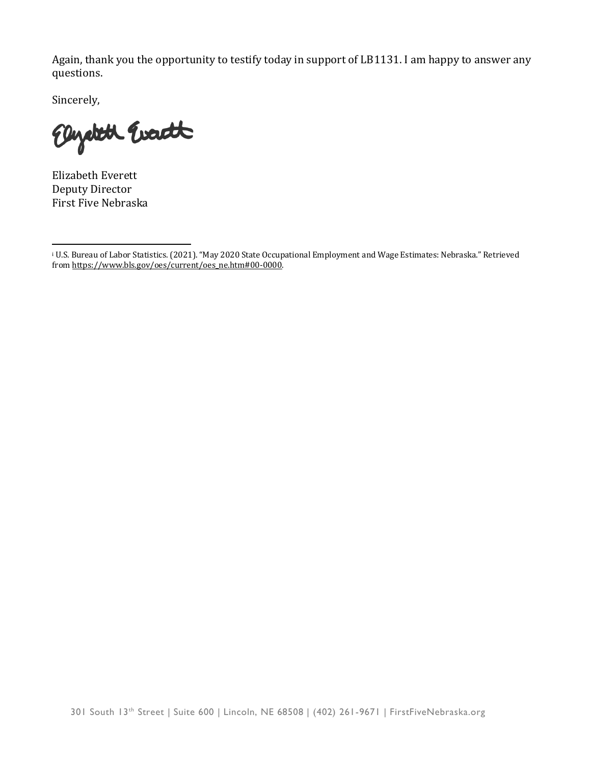Again, thank you the opportunity to testify today in support of LB1131. I am happy to answer any questions.

Sincerely,

Elizabeth Everett
Deputy Director
First Five Nebraska

---

[i] U.S. Bureau of Labor Statistics. (2021). "May 2020 State Occupational Employment and Wage Estimates: Nebraska." Retrieved from https://www.bls.gov/oes/current/oes_ne.htm#00-0000.

301 South 13th Street | Suite 600 | Lincoln, NE 68508 | (402) 261-9671 | FirstFiveNebraska.org